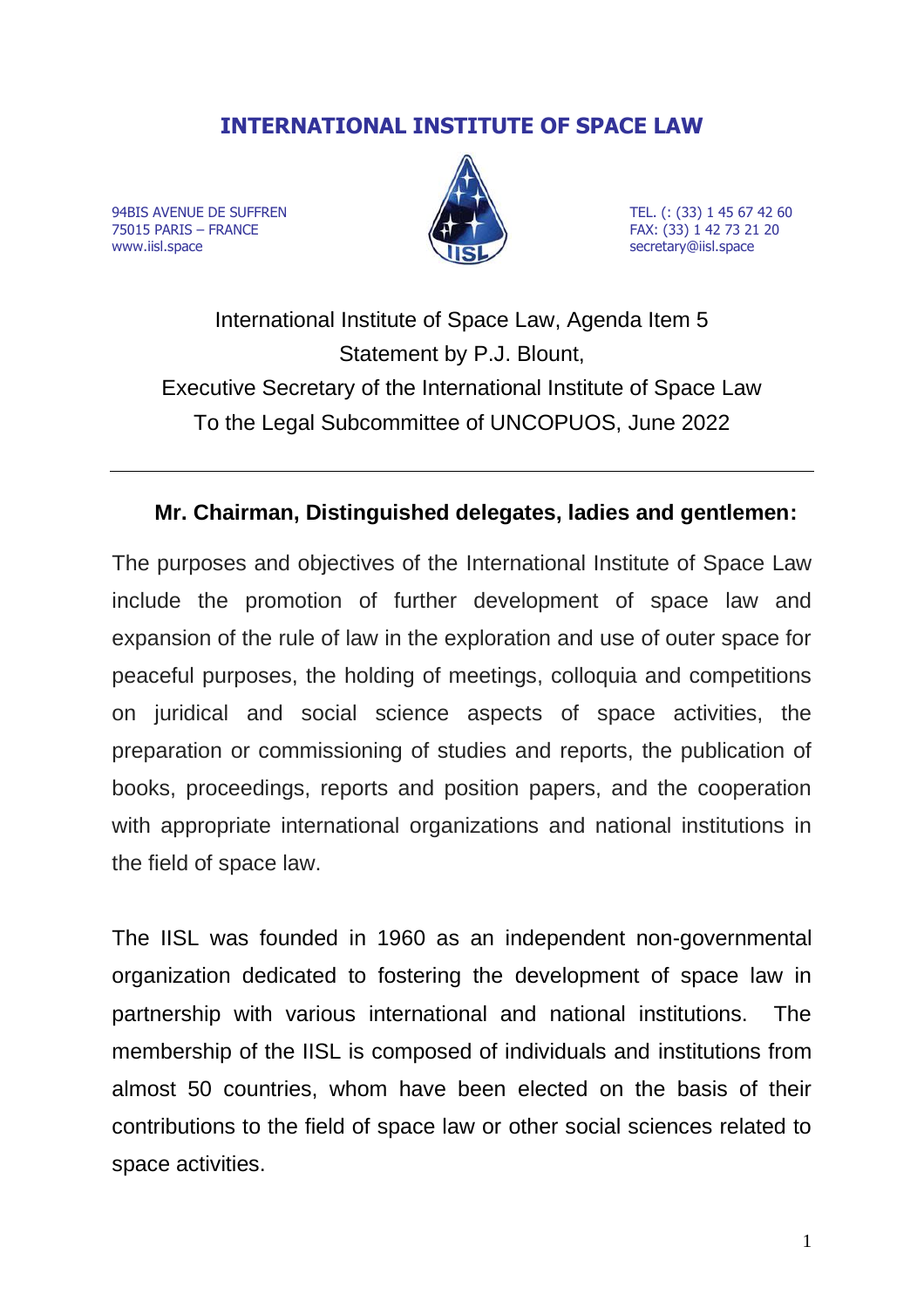# INTERNATIONAL INSTITUTE OF SPACE LAW

94BIS AVENUE DE SUFFREN
75015 PARIS – FRANCE
www.iisl.space

TEL. (: (33) 1 45 67 42 60
FAX: (33) 1 42 73 21 20
secretary@iisl.space

International Institute of Space Law, Agenda Item 5
Statement by P.J. Blount,
Executive Secretary of the International Institute of Space Law
To the Legal Subcommittee of UNCOPUOS, June 2022

---

**Mr. Chairman, Distinguished delegates, ladies and gentlemen:**

The purposes and objectives of the International Institute of Space Law include the promotion of further development of space law and expansion of the rule of law in the exploration and use of outer space for peaceful purposes, the holding of meetings, colloquia and competitions on juridical and social science aspects of space activities, the preparation or commissioning of studies and reports, the publication of books, proceedings, reports and position papers, and the cooperation with appropriate international organizations and national institutions in the field of space law.

The IISL was founded in 1960 as an independent non-governmental organization dedicated to fostering the development of space law in partnership with various international and national institutions. The membership of the IISL is composed of individuals and institutions from almost 50 countries, whom have been elected on the basis of their contributions to the field of space law or other social sciences related to space activities.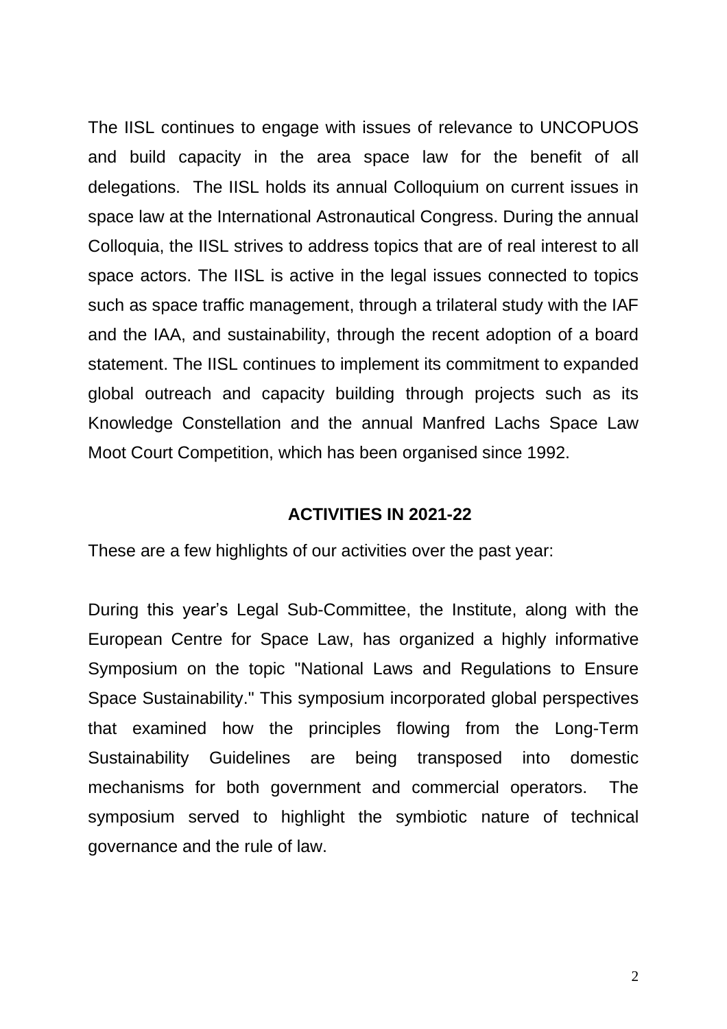The IISL continues to engage with issues of relevance to UNCOPUOS and build capacity in the area space law for the benefit of all delegations. The IISL holds its annual Colloquium on current issues in space law at the International Astronautical Congress. During the annual Colloquia, the IISL strives to address topics that are of real interest to all space actors. The IISL is active in the legal issues connected to topics such as space traffic management, through a trilateral study with the IAF and the IAA, and sustainability, through the recent adoption of a board statement. The IISL continues to implement its commitment to expanded global outreach and capacity building through projects such as its Knowledge Constellation and the annual Manfred Lachs Space Law Moot Court Competition, which has been organised since 1992.

## ACTIVITIES IN 2021-22

These are a few highlights of our activities over the past year:

During this year's Legal Sub-Committee, the Institute, along with the European Centre for Space Law, has organized a highly informative Symposium on the topic "National Laws and Regulations to Ensure Space Sustainability." This symposium incorporated global perspectives that examined how the principles flowing from the Long-Term Sustainability Guidelines are being transposed into domestic mechanisms for both government and commercial operators. The symposium served to highlight the symbiotic nature of technical governance and the rule of law.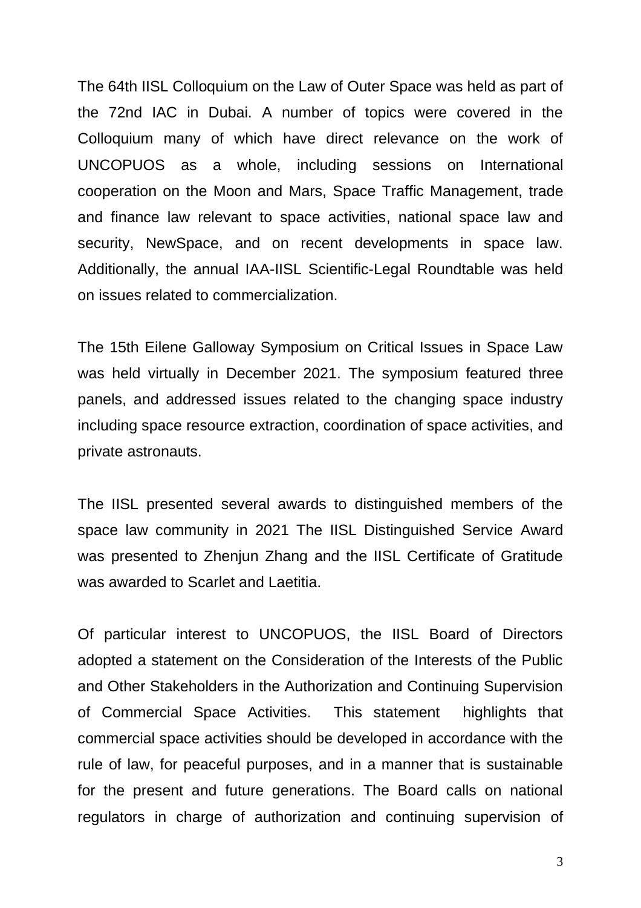The 64th IISL Colloquium on the Law of Outer Space was held as part of the 72nd IAC in Dubai. A number of topics were covered in the Colloquium many of which have direct relevance on the work of UNCOPUOS as a whole, including sessions on International cooperation on the Moon and Mars, Space Traffic Management, trade and finance law relevant to space activities, national space law and security, NewSpace, and on recent developments in space law. Additionally, the annual IAA-IISL Scientific-Legal Roundtable was held on issues related to commercialization.

The 15th Eilene Galloway Symposium on Critical Issues in Space Law was held virtually in December 2021. The symposium featured three panels, and addressed issues related to the changing space industry including space resource extraction, coordination of space activities, and private astronauts.

The IISL presented several awards to distinguished members of the space law community in 2021 The IISL Distinguished Service Award was presented to Zhenjun Zhang and the IISL Certificate of Gratitude was awarded to Scarlet and Laetitia.

Of particular interest to UNCOPUOS, the IISL Board of Directors adopted a statement on the Consideration of the Interests of the Public and Other Stakeholders in the Authorization and Continuing Supervision of Commercial Space Activities. This statement highlights that commercial space activities should be developed in accordance with the rule of law, for peaceful purposes, and in a manner that is sustainable for the present and future generations. The Board calls on national regulators in charge of authorization and continuing supervision of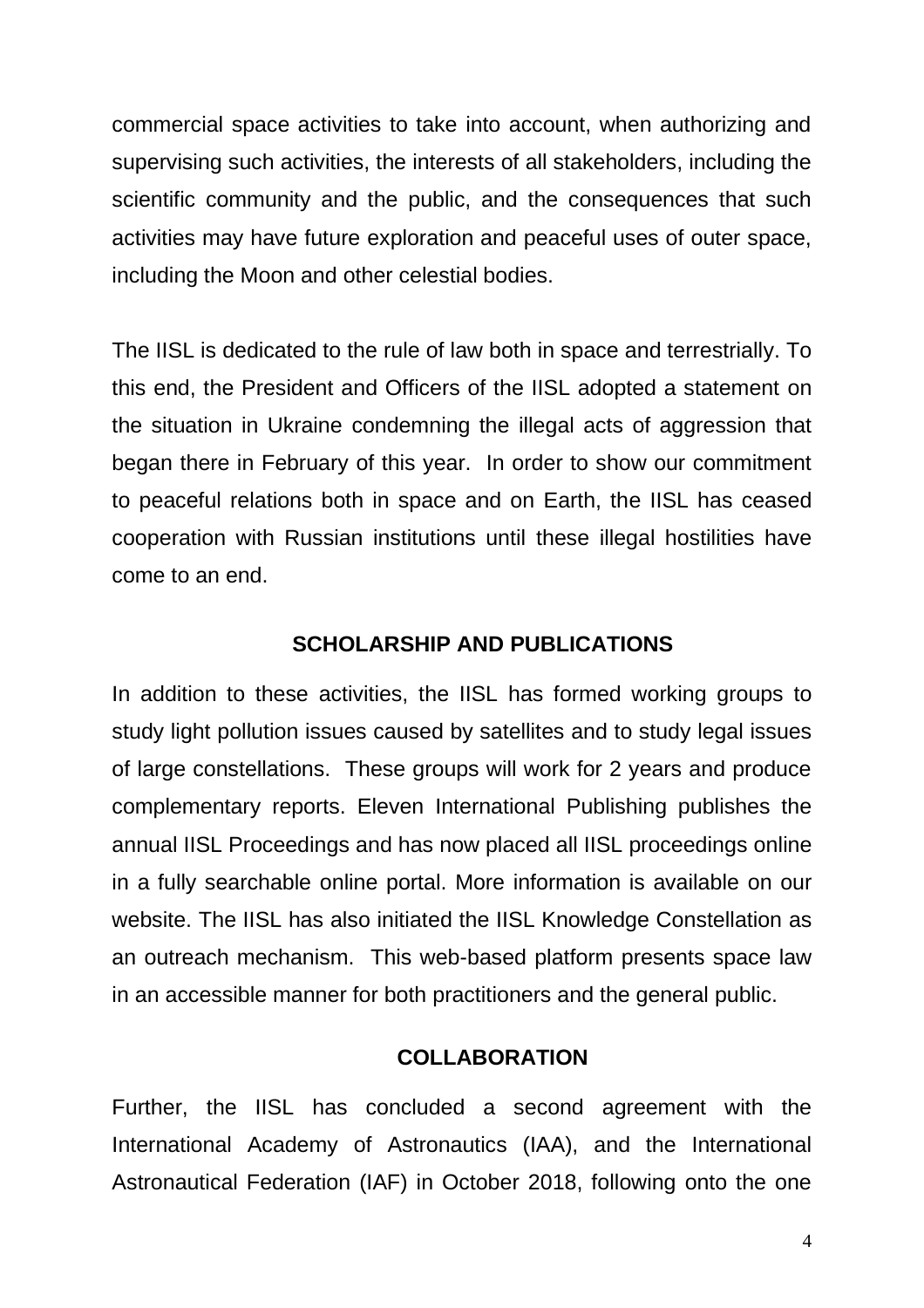commercial space activities to take into account, when authorizing and supervising such activities, the interests of all stakeholders, including the scientific community and the public, and the consequences that such activities may have future exploration and peaceful uses of outer space, including the Moon and other celestial bodies.

The IISL is dedicated to the rule of law both in space and terrestrially. To this end, the President and Officers of the IISL adopted a statement on the situation in Ukraine condemning the illegal acts of aggression that began there in February of this year. In order to show our commitment to peaceful relations both in space and on Earth, the IISL has ceased cooperation with Russian institutions until these illegal hostilities have come to an end.

## SCHOLARSHIP AND PUBLICATIONS

In addition to these activities, the IISL has formed working groups to study light pollution issues caused by satellites and to study legal issues of large constellations. These groups will work for 2 years and produce complementary reports. Eleven International Publishing publishes the annual IISL Proceedings and has now placed all IISL proceedings online in a fully searchable online portal. More information is available on our website. The IISL has also initiated the IISL Knowledge Constellation as an outreach mechanism. This web-based platform presents space law in an accessible manner for both practitioners and the general public.

## COLLABORATION

Further, the IISL has concluded a second agreement with the International Academy of Astronautics (IAA), and the International Astronautical Federation (IAF) in October 2018, following onto the one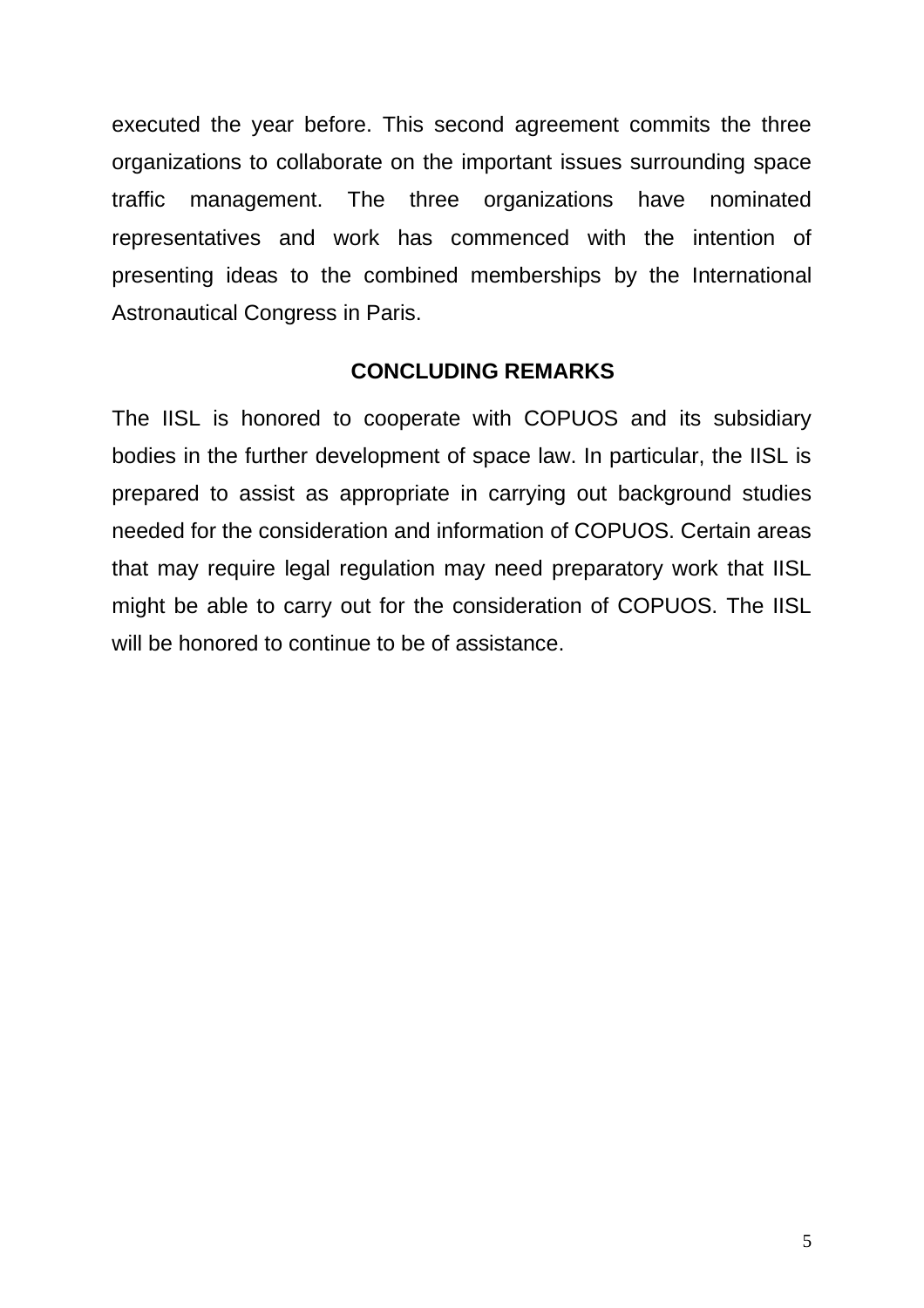executed the year before. This second agreement commits the three organizations to collaborate on the important issues surrounding space traffic management. The three organizations have nominated representatives and work has commenced with the intention of presenting ideas to the combined memberships by the International Astronautical Congress in Paris.

## CONCLUDING REMARKS

The IISL is honored to cooperate with COPUOS and its subsidiary bodies in the further development of space law. In particular, the IISL is prepared to assist as appropriate in carrying out background studies needed for the consideration and information of COPUOS. Certain areas that may require legal regulation may need preparatory work that IISL might be able to carry out for the consideration of COPUOS. The IISL will be honored to continue to be of assistance.